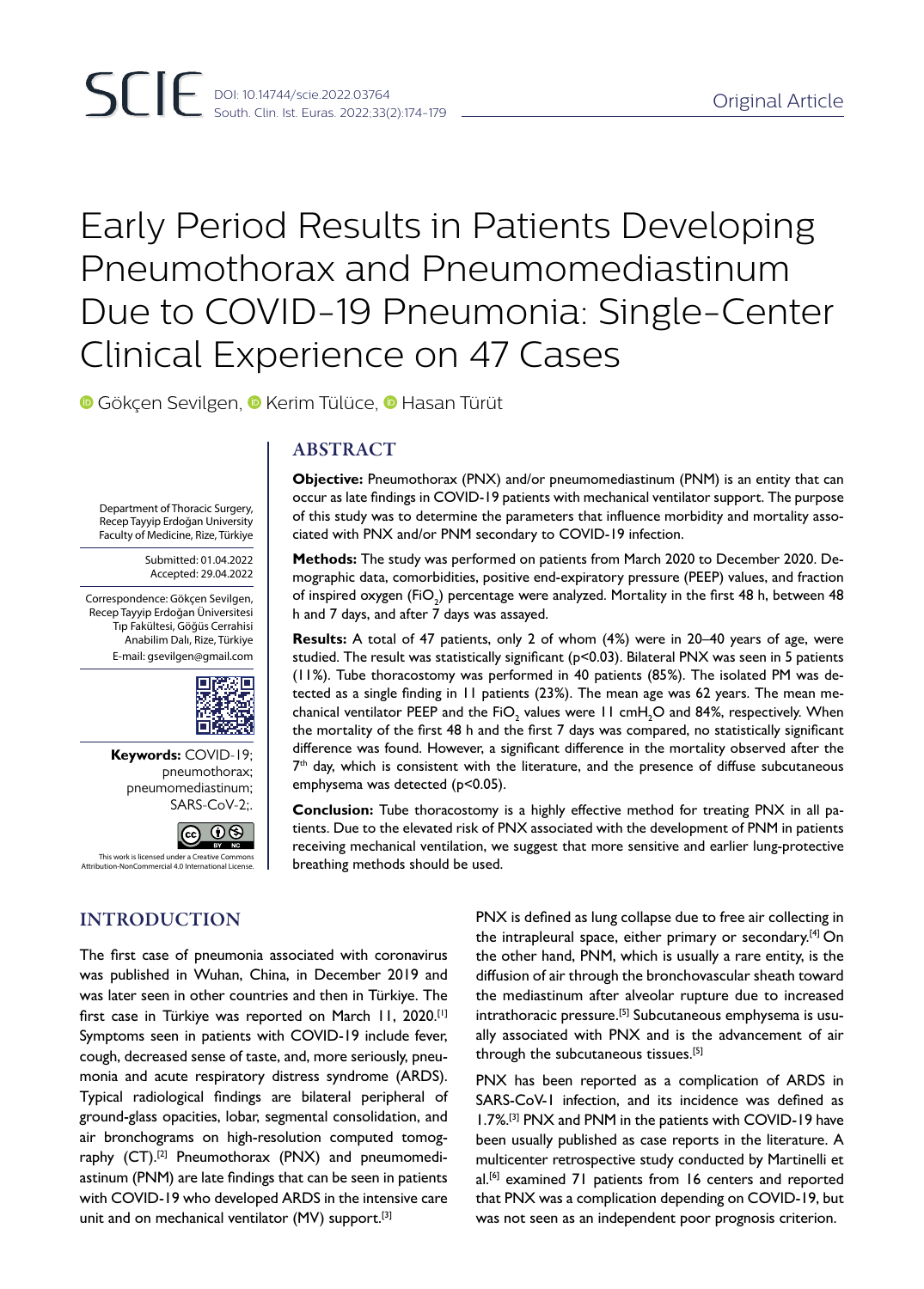Original Article

# Early Period Results in Patients Developing Pneumothorax and Pneumomediastinum Due to COVID-19 Pneumonia: Single-Center Clinical Experience on 47 Cases

Gökçen Sevilgen, Kerim Tülüce, Hasan Türüt

Department of Thoracic Surgery, Recep Tayyip Erdoğan University Faculty of Medicine, Rize, Türkiye

Submitted: 01.04.2022
Accepted: 29.04.2022

Correspondence: Gökçen Sevilgen, Recep Tayyip Erdoğan Üniversitesi Tıp Fakültesi, Göğüs Cerrahisi Anabilim Dalı, Rize, Türkiye
E-mail: gsevilgen@gmail.com

**Keywords:** COVID-19; pneumothorax; pneumomediastinum; SARS-CoV-2;.

This work is licensed under a Creative Commons Attribution-NonCommercial 4.0 International License.

## ABSTRACT

**Objective:** Pneumothorax (PNX) and/or pneumomediastinum (PNM) is an entity that can occur as late findings in COVID-19 patients with mechanical ventilator support. The purpose of this study was to determine the parameters that influence morbidity and mortality associated with PNX and/or PNM secondary to COVID-19 infection.

**Methods:** The study was performed on patients from March 2020 to December 2020. Demographic data, comorbidities, positive end-expiratory pressure (PEEP) values, and fraction of inspired oxygen ($FiO_2$) percentage were analyzed. Mortality in the first 48 h, between 48 h and 7 days, and after 7 days was assayed.

**Results:** A total of 47 patients, only 2 of whom (4%) were in 20–40 years of age, were studied. The result was statistically significant ($p<0.03$). Bilateral PNX was seen in 5 patients (11%). Tube thoracostomy was performed in 40 patients (85%). The isolated PM was detected as a single finding in 11 patients (23%). The mean age was 62 years. The mean mechanical ventilator PEEP and the $FiO_2$ values were 11 $cmH_2O$ and 84%, respectively. When the mortality of the first 48 h and the first 7 days was compared, no statistically significant difference was found. However, a significant difference in the mortality observed after the $7^{th}$ day, which is consistent with the literature, and the presence of diffuse subcutaneous emphysema was detected ($p<0.05$).

**Conclusion:** Tube thoracostomy is a highly effective method for treating PNX in all patients. Due to the elevated risk of PNX associated with the development of PNM in patients receiving mechanical ventilation, we suggest that more sensitive and earlier lung-protective breathing methods should be used.

## INTRODUCTION

The first case of pneumonia associated with coronavirus was published in Wuhan, China, in December 2019 and was later seen in other countries and then in Türkiye. The first case in Türkiye was reported on March 11, 2020.[1] Symptoms seen in patients with COVID-19 include fever, cough, decreased sense of taste, and, more seriously, pneumonia and acute respiratory distress syndrome (ARDS). Typical radiological findings are bilateral peripheral of ground-glass opacities, lobar, segmental consolidation, and air bronchograms on high-resolution computed tomography (CT).[2] Pneumothorax (PNX) and pneumomediastinum (PNM) are late findings that can be seen in patients with COVID-19 who developed ARDS in the intensive care unit and on mechanical ventilator (MV) support.[3]

PNX is defined as lung collapse due to free air collecting in the intrapleural space, either primary or secondary.[4] On the other hand, PNM, which is usually a rare entity, is the diffusion of air through the bronchovascular sheath toward the mediastinum after alveolar rupture due to increased intrathoracic pressure.[5] Subcutaneous emphysema is usually associated with PNX and is the advancement of air through the subcutaneous tissues.[5]

PNX has been reported as a complication of ARDS in SARS-CoV-1 infection, and its incidence was defined as 1.7%.[3] PNX and PNM in the patients with COVID-19 have been usually published as case reports in the literature. A multicenter retrospective study conducted by Martinelli et al.[6] examined 71 patients from 16 centers and reported that PNX was a complication depending on COVID-19, but was not seen as an independent poor prognosis criterion.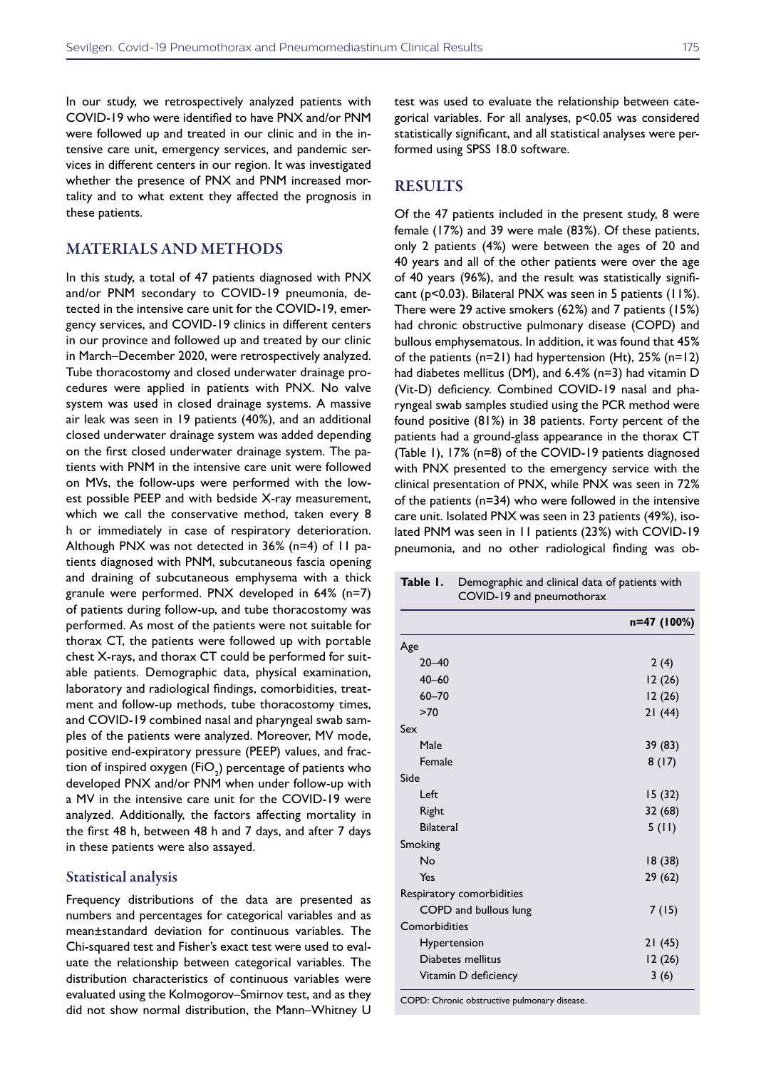In our study, we retrospectively analyzed patients with COVID-19 who were identified to have PNX and/or PNM were followed up and treated in our clinic and in the intensive care unit, emergency services, and pandemic services in different centers in our region. It was investigated whether the presence of PNX and PNM increased mortality and to what extent they affected the prognosis in these patients.

## MATERIALS AND METHODS

In this study, a total of 47 patients diagnosed with PNX and/or PNM secondary to COVID-19 pneumonia, detected in the intensive care unit for the COVID-19, emergency services, and COVID-19 clinics in different centers in our province and followed up and treated by our clinic in March–December 2020, were retrospectively analyzed. Tube thoracostomy and closed underwater drainage procedures were applied in patients with PNX. No valve system was used in closed drainage systems. A massive air leak was seen in 19 patients (40%), and an additional closed underwater drainage system was added depending on the first closed underwater drainage system. The patients with PNM in the intensive care unit were followed on MVs, the follow-ups were performed with the lowest possible PEEP and with bedside X-ray measurement, which we call the conservative method, taken every 8 h or immediately in case of respiratory deterioration. Although PNX was not detected in 36% (n=4) of 11 patients diagnosed with PNM, subcutaneous fascia opening and draining of subcutaneous emphysema with a thick granule were performed. PNX developed in 64% (n=7) of patients during follow-up, and tube thoracostomy was performed. As most of the patients were not suitable for thorax CT, the patients were followed up with portable chest X-rays, and thorax CT could be performed for suitable patients. Demographic data, physical examination, laboratory and radiological findings, comorbidities, treatment and follow-up methods, tube thoracostomy times, and COVID-19 combined nasal and pharyngeal swab samples of the patients were analyzed. Moreover, MV mode, positive end-expiratory pressure (PEEP) values, and fraction of inspired oxygen ($FiO_2$) percentage of patients who developed PNX and/or PNM when under follow-up with a MV in the intensive care unit for the COVID-19 were analyzed. Additionally, the factors affecting mortality in the first 48 h, between 48 h and 7 days, and after 7 days in these patients were also assayed.

### Statistical analysis

Frequency distributions of the data are presented as numbers and percentages for categorical variables and as mean±standard deviation for continuous variables. The Chi-squared test and Fisher's exact test were used to evaluate the relationship between categorical variables. The distribution characteristics of continuous variables were evaluated using the Kolmogorov–Smirnov test, and as they did not show normal distribution, the Mann–Whitney U test was used to evaluate the relationship between categorical variables. For all analyses, $p<0.05$ was considered statistically significant, and all statistical analyses were performed using SPSS 18.0 software.

## RESULTS

Of the 47 patients included in the present study, 8 were female (17%) and 39 were male (83%). Of these patients, only 2 patients (4%) were between the ages of 20 and 40 years and all of the other patients were over the age of 40 years (96%), and the result was statistically significant ($p<0.03$). Bilateral PNX was seen in 5 patients (11%). There were 29 active smokers (62%) and 7 patients (15%) had chronic obstructive pulmonary disease (COPD) and bullous emphysematous. In addition, it was found that 45% of the patients (n=21) had hypertension (Ht), 25% (n=12) had diabetes mellitus (DM), and 6.4% (n=3) had vitamin D (Vit-D) deficiency. Combined COVID-19 nasal and pharyngeal swab samples studied using the PCR method were found positive (81%) in 38 patients. Forty percent of the patients had a ground-glass appearance in the thorax CT (Table 1), 17% (n=8) of the COVID-19 patients diagnosed with PNX presented to the emergency service with the clinical presentation of PNX, while PNX was seen in 72% of the patients (n=34) who were followed in the intensive care unit. Isolated PNX was seen in 23 patients (49%), isolated PNM was seen in 11 patients (23%) with COVID-19 pneumonia, and no other radiological finding was ob-

**Table 1.** Demographic and clinical data of patients with COVID-19 and pneumothorax

| | n=47 (100%) |
|---|---|
| Age | |
| 20–40 | 2 (4) |
| 40–60 | 12 (26) |
| 60–70 | 12 (26) |
| >70 | 21 (44) |
| Sex | |
| Male | 39 (83) |
| Female | 8 (17) |
| Side | |
| Left | 15 (32) |
| Right | 32 (68) |
| Bilateral | 5 (11) |
| Smoking | |
| No | 18 (38) |
| Yes | 29 (62) |
| Respiratory comorbidities | |
| COPD and bullous lung | 7 (15) |
| Comorbidities | |
| Hypertension | 21 (45) |
| Diabetes mellitus | 12 (26) |
| Vitamin D deficiency | 3 (6) |

COPD: Chronic obstructive pulmonary disease.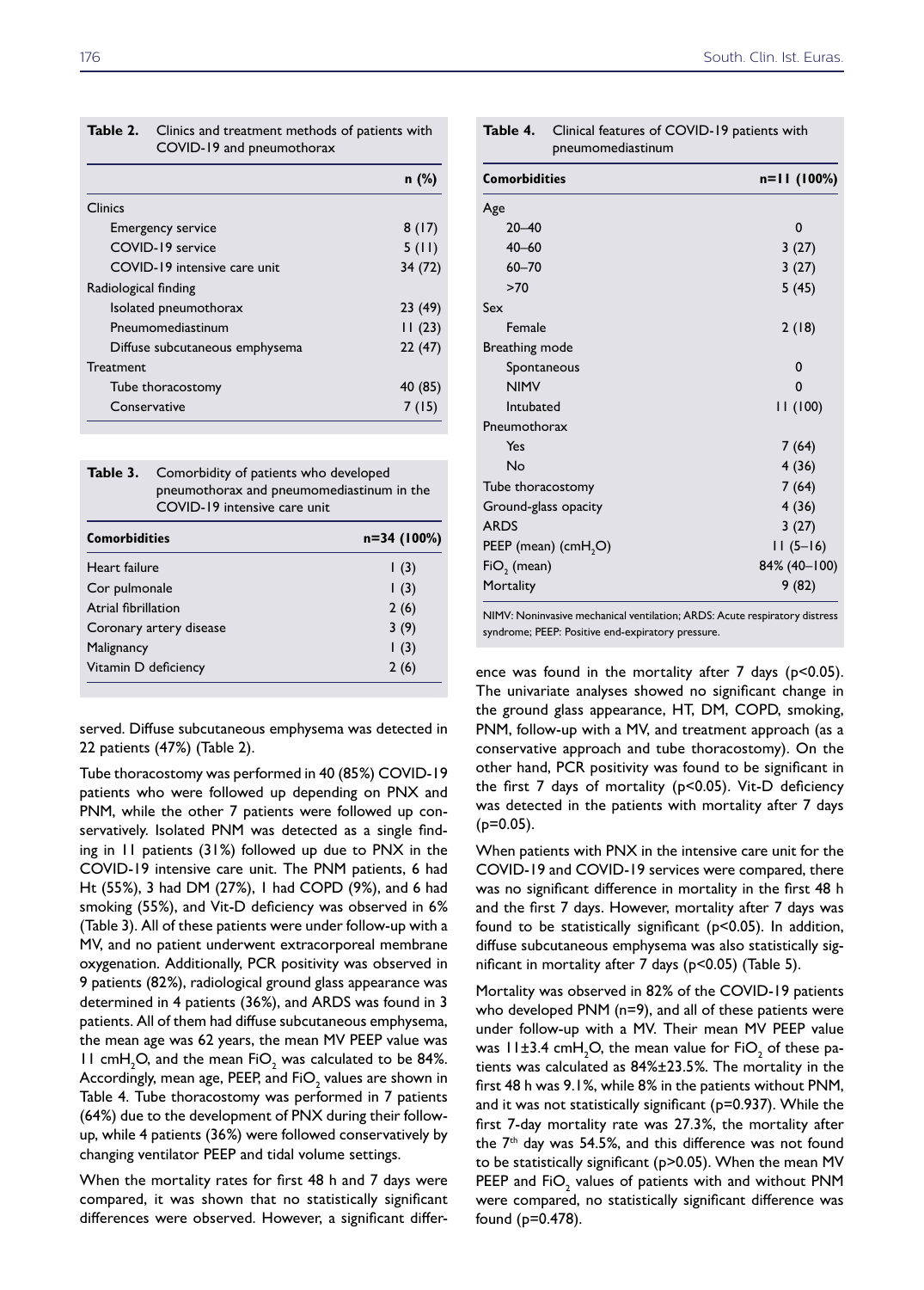**Table 2.** Clinics and treatment methods of patients with COVID-19 and pneumothorax

| | n (%) |
|---|---|
| Clinics | |
| Emergency service | 8 (17) |
| COVID-19 service | 5 (11) |
| COVID-19 intensive care unit | 34 (72) |
| Radiological finding | |
| Isolated pneumothorax | 23 (49) |
| Pneumomediastinum | 11 (23) |
| Diffuse subcutaneous emphysema | 22 (47) |
| Treatment | |
| Tube thoracostomy | 40 (85) |
| Conservative | 7 (15) |

**Table 3.** Comorbidity of patients who developed pneumothorax and pneumomediastinum in the COVID-19 intensive care unit

| Comorbidities | n=34 (100%) |
|---|---|
| Heart failure | 1 (3) |
| Cor pulmonale | 1 (3) |
| Atrial fibrillation | 2 (6) |
| Coronary artery disease | 3 (9) |
| Malignancy | 1 (3) |
| Vitamin D deficiency | 2 (6) |

served. Diffuse subcutaneous emphysema was detected in 22 patients (47%) (Table 2).

Tube thoracostomy was performed in 40 (85%) COVID-19 patients who were followed up depending on PNX and PNM, while the other 7 patients were followed up conservatively. Isolated PNM was detected as a single finding in 11 patients (31%) followed up due to PNX in the COVID-19 intensive care unit. The PNM patients, 6 had Ht (55%), 3 had DM (27%), 1 had COPD (9%), and 6 had smoking (55%), and Vit-D deficiency was observed in 6% (Table 3). All of these patients were under follow-up with a MV, and no patient underwent extracorporeal membrane oxygenation. Additionally, PCR positivity was observed in 9 patients (82%), radiological ground glass appearance was determined in 4 patients (36%), and ARDS was found in 3 patients. All of them had diffuse subcutaneous emphysema, the mean age was 62 years, the mean MV PEEP value was 11 $cmH_2O$, and the mean $FiO_2$ was calculated to be 84%. Accordingly, mean age, PEEP, and $FiO_2$ values are shown in Table 4. Tube thoracostomy was performed in 7 patients (64%) due to the development of PNX during their follow-up, while 4 patients (36%) were followed conservatively by changing ventilator PEEP and tidal volume settings.

When the mortality rates for first 48 h and 7 days were compared, it was shown that no statistically significant differences were observed. However, a significant difference was found in the mortality after 7 days ($p<0.05$). The univariate analyses showed no significant change in the ground glass appearance, HT, DM, COPD, smoking, PNM, follow-up with a MV, and treatment approach (as a conservative approach and tube thoracostomy). On the other hand, PCR positivity was found to be significant in the first 7 days of mortality ($p<0.05$). Vit-D deficiency was detected in the patients with mortality after 7 days ($p=0.05$).

**Table 4.** Clinical features of COVID-19 patients with pneumomediastinum

| Comorbidities | n=11 (100%) |
|---|---|
| Age | |
| 20–40 | 0 |
| 40–60 | 3 (27) |
| 60–70 | 3 (27) |
| >70 | 5 (45) |
| Sex | |
| Female | 2 (18) |
| Breathing mode | |
| Spontaneous | 0 |
| NIMV | 0 |
| Intubated | 11 (100) |
| Pneumothorax | |
| Yes | 7 (64) |
| No | 4 (36) |
| Tube thoracostomy | 7 (64) |
| Ground-glass opacity | 4 (36) |
| ARDS | 3 (27) |
| PEEP (mean) ($cmH_2O$) | 11 (5–16) |
| $FiO_2$ (mean) | 84% (40–100) |
| Mortality | 9 (82) |

NIMV: Noninvasive mechanical ventilation; ARDS: Acute respiratory distress syndrome; PEEP: Positive end-expiratory pressure.

When patients with PNX in the intensive care unit for the COVID-19 and COVID-19 services were compared, there was no significant difference in mortality in the first 48 h and the first 7 days. However, mortality after 7 days was found to be statistically significant ($p<0.05$). In addition, diffuse subcutaneous emphysema was also statistically significant in mortality after 7 days ($p<0.05$) (Table 5).

Mortality was observed in 82% of the COVID-19 patients who developed PNM (n=9), and all of these patients were under follow-up with a MV. Their mean MV PEEP value was 11±3.4 $cmH_2O$, the mean value for $FiO_2$ of these patients was calculated as 84%±23.5%. The mortality in the first 48 h was 9.1%, while 8% in the patients without PNM, and it was not statistically significant ($p=0.937$). While the first 7-day mortality rate was 27.3%, the mortality after the 7th day was 54.5%, and this difference was not found to be statistically significant ($p>0.05$). When the mean MV PEEP and $FiO_2$ values of patients with and without PNM were compared, no statistically significant difference was found ($p=0.478$).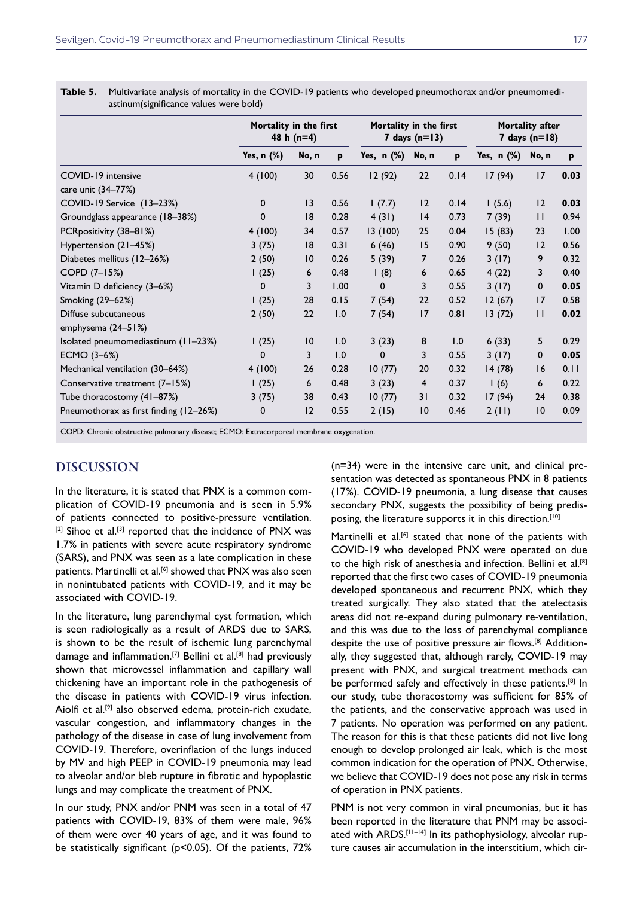**Table 5.** Multivariate analysis of mortality in the COVID-19 patients who developed pneumothorax and/or pneumomediastinum(significance values were bold)

| | Mortality in the first 48 h (n=4) | | | Mortality in the first 7 days (n=13) | | | Mortality after 7 days (n=18) | | |
|---|---|---|---|---|---|---|---|---|---|
| | Yes, n (%) | No, n | p | Yes, n (%) | No, n | p | Yes, n (%) | No, n | p |
| COVID-19 intensive care unit (34–77%) | 4 (100) | 30 | 0.56 | 12 (92) | 22 | 0.14 | 17 (94) | 17 | **0.03** |
| COVID-19 Service (13–23%) | 0 | 13 | 0.56 | 1 (7.7) | 12 | 0.14 | 1 (5.6) | 12 | **0.03** |
| Groundglass appearance (18–38%) | 0 | 18 | 0.28 | 4 (31) | 14 | 0.73 | 7 (39) | 11 | 0.94 |
| PCRpositivity (38–81%) | 4 (100) | 34 | 0.57 | 13 (100) | 25 | 0.04 | 15 (83) | 23 | 1.00 |
| Hypertension (21–45%) | 3 (75) | 18 | 0.31 | 6 (46) | 15 | 0.90 | 9 (50) | 12 | 0.56 |
| Diabetes mellitus (12–26%) | 2 (50) | 10 | 0.26 | 5 (39) | 7 | 0.26 | 3 (17) | 9 | 0.32 |
| COPD (7–15%) | 1 (25) | 6 | 0.48 | 1 (8) | 6 | 0.65 | 4 (22) | 3 | 0.40 |
| Vitamin D deficiency (3–6%) | 0 | 3 | 1.00 | 0 | 3 | 0.55 | 3 (17) | 0 | **0.05** |
| Smoking (29–62%) | 1 (25) | 28 | 0.15 | 7 (54) | 22 | 0.52 | 12 (67) | 17 | 0.58 |
| Diffuse subcutaneous emphysema (24–51%) | 2 (50) | 22 | 1.0 | 7 (54) | 17 | 0.81 | 13 (72) | 11 | **0.02** |
| Isolated pneumomediastinum (11–23%) | 1 (25) | 10 | 1.0 | 3 (23) | 8 | 1.0 | 6 (33) | 5 | 0.29 |
| ECMO (3–6%) | 0 | 3 | 1.0 | 0 | 3 | 0.55 | 3 (17) | 0 | **0.05** |
| Mechanical ventilation (30–64%) | 4 (100) | 26 | 0.28 | 10 (77) | 20 | 0.32 | 14 (78) | 16 | 0.11 |
| Conservative treatment (7–15%) | 1 (25) | 6 | 0.48 | 3 (23) | 4 | 0.37 | 1 (6) | 6 | 0.22 |
| Tube thoracostomy (41–87%) | 3 (75) | 38 | 0.43 | 10 (77) | 31 | 0.32 | 17 (94) | 24 | 0.38 |
| Pneumothorax as first finding (12–26%) | 0 | 12 | 0.55 | 2 (15) | 10 | 0.46 | 2 (11) | 10 | 0.09 |

COPD: Chronic obstructive pulmonary disease; ECMO: Extracorporeal membrane oxygenation.

## DISCUSSION

In the literature, it is stated that PNX is a common complication of COVID-19 pneumonia and is seen in 5.9% of patients connected to positive-pressure ventilation.[2] Sihoe et al.[3] reported that the incidence of PNX was 1.7% in patients with severe acute respiratory syndrome (SARS), and PNX was seen as a late complication in these patients. Martinelli et al.[6] showed that PNX was also seen in nonintubated patients with COVID-19, and it may be associated with COVID-19.

In the literature, lung parenchymal cyst formation, which is seen radiologically as a result of ARDS due to SARS, is shown to be the result of ischemic lung parenchymal damage and inflammation.[7] Bellini et al.[8] had previously shown that microvessel inflammation and capillary wall thickening have an important role in the pathogenesis of the disease in patients with COVID-19 virus infection. Aiolfi et al.[9] also observed edema, protein-rich exudate, vascular congestion, and inflammatory changes in the pathology of the disease in case of lung involvement from COVID-19. Therefore, overinflation of the lungs induced by MV and high PEEP in COVID-19 pneumonia may lead to alveolar and/or bleb rupture in fibrotic and hypoplastic lungs and may complicate the treatment of PNX.

In our study, PNX and/or PNM was seen in a total of 47 patients with COVID-19, 83% of them were male, 96% of them were over 40 years of age, and it was found to be statistically significant ($p<0.05$). Of the patients, 72% (n=34) were in the intensive care unit, and clinical presentation was detected as spontaneous PNX in 8 patients (17%). COVID-19 pneumonia, a lung disease that causes secondary PNX, suggests the possibility of being predisposing, the literature supports it in this direction.[10]

Martinelli et al.[6] stated that none of the patients with COVID-19 who developed PNX were operated on due to the high risk of anesthesia and infection. Bellini et al.[8] reported that the first two cases of COVID-19 pneumonia developed spontaneous and recurrent PNX, which they treated surgically. They also stated that the atelectasis areas did not re-expand during pulmonary re-ventilation, and this was due to the loss of parenchymal compliance despite the use of positive pressure air flows.[8] Additionally, they suggested that, although rarely, COVID-19 may present with PNX, and surgical treatment methods can be performed safely and effectively in these patients.[8] In our study, tube thoracostomy was sufficient for 85% of the patients, and the conservative approach was used in 7 patients. No operation was performed on any patient. The reason for this is that these patients did not live long enough to develop prolonged air leak, which is the most common indication for the operation of PNX. Otherwise, we believe that COVID-19 does not pose any risk in terms of operation in PNX patients.

PNM is not very common in viral pneumonias, but it has been reported in the literature that PNM may be associated with ARDS.[11–14] In its pathophysiology, alveolar rupture causes air accumulation in the interstitium, which cir-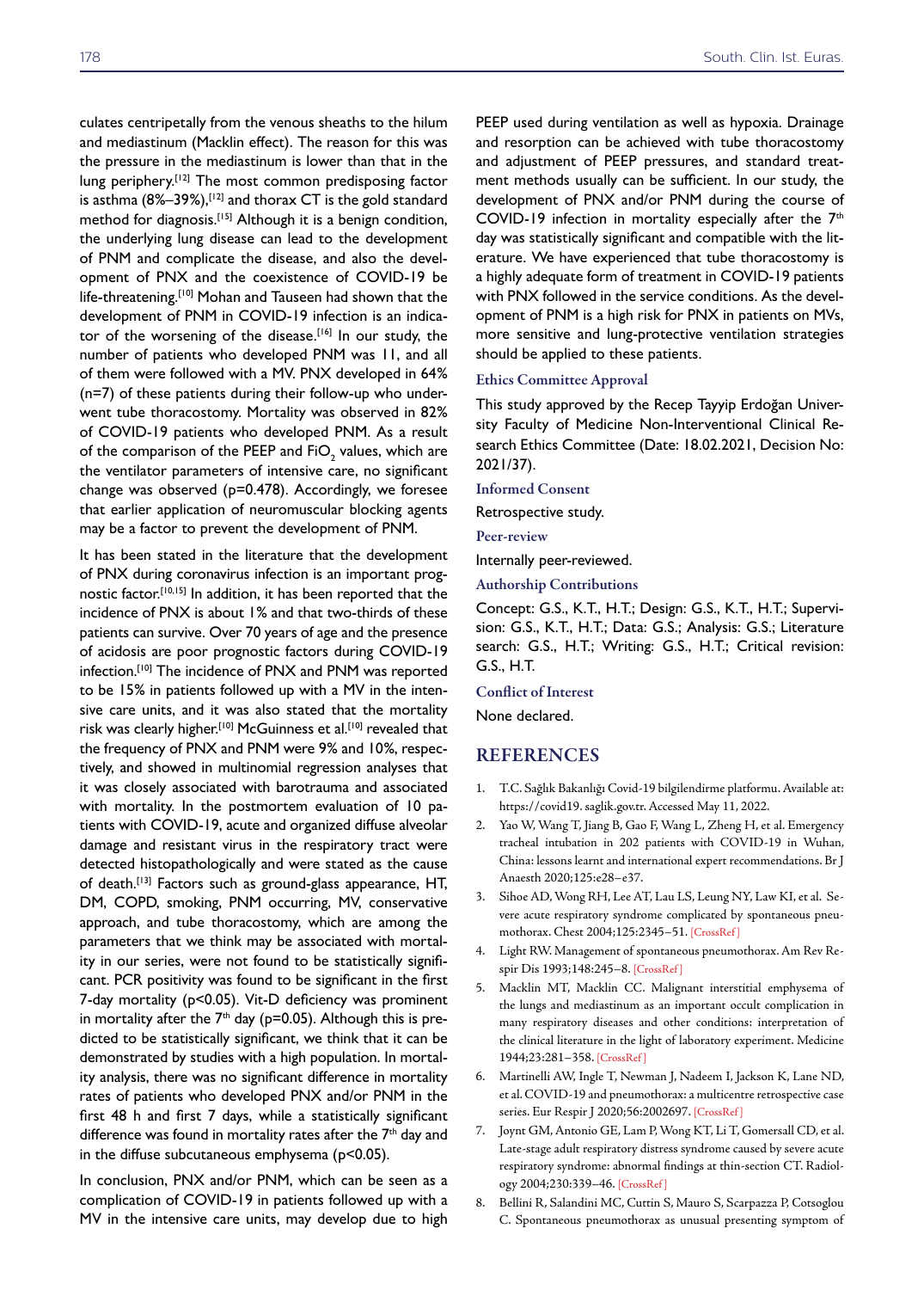culates centripetally from the venous sheaths to the hilum and mediastinum (Macklin effect). The reason for this was the pressure in the mediastinum is lower than that in the lung periphery.[12] The most common predisposing factor is asthma (8%–39%),[12] and thorax CT is the gold standard method for diagnosis.[15] Although it is a benign condition, the underlying lung disease can lead to the development of PNM and complicate the disease, and also the development of PNX and the coexistence of COVID-19 be life-threatening.[10] Mohan and Tauseen had shown that the development of PNM in COVID-19 infection is an indicator of the worsening of the disease.[16] In our study, the number of patients who developed PNM was 11, and all of them were followed with a MV. PNX developed in 64% (n=7) of these patients during their follow-up who underwent tube thoracostomy. Mortality was observed in 82% of COVID-19 patients who developed PNM. As a result of the comparison of the PEEP and $FiO_2$ values, which are the ventilator parameters of intensive care, no significant change was observed (p=0.478). Accordingly, we foresee that earlier application of neuromuscular blocking agents may be a factor to prevent the development of PNM.

It has been stated in the literature that the development of PNX during coronavirus infection is an important prognostic factor.[10,15] In addition, it has been reported that the incidence of PNX is about 1% and that two-thirds of these patients can survive. Over 70 years of age and the presence of acidosis are poor prognostic factors during COVID-19 infection.[10] The incidence of PNX and PNM was reported to be 15% in patients followed up with a MV in the intensive care units, and it was also stated that the mortality risk was clearly higher.[10] McGuinness et al.[10] revealed that the frequency of PNX and PNM were 9% and 10%, respectively, and showed in multinomial regression analyses that it was closely associated with barotrauma and associated with mortality. In the postmortem evaluation of 10 patients with COVID-19, acute and organized diffuse alveolar damage and resistant virus in the respiratory tract were detected histopathologically and were stated as the cause of death.[13] Factors such as ground-glass appearance, HT, DM, COPD, smoking, PNM occurring, MV, conservative approach, and tube thoracostomy, which are among the parameters that we think may be associated with mortality in our series, were not found to be statistically significant. PCR positivity was found to be significant in the first 7-day mortality ($p<0.05$). Vit-D deficiency was prominent in mortality after the 7th day (p=0.05). Although this is predicted to be statistically significant, we think that it can be demonstrated by studies with a high population. In mortality analysis, there was no significant difference in mortality rates of patients who developed PNX and/or PNM in the first 48 h and first 7 days, while a statistically significant difference was found in mortality rates after the 7th day and in the diffuse subcutaneous emphysema ($p<0.05$).

In conclusion, PNX and/or PNM, which can be seen as a complication of COVID-19 in patients followed up with a MV in the intensive care units, may develop due to high PEEP used during ventilation as well as hypoxia. Drainage and resorption can be achieved with tube thoracostomy and adjustment of PEEP pressures, and standard treatment methods usually can be sufficient. In our study, the development of PNX and/or PNM during the course of COVID-19 infection in mortality especially after the 7th day was statistically significant and compatible with the literature. We have experienced that tube thoracostomy is a highly adequate form of treatment in COVID-19 patients with PNX followed in the service conditions. As the development of PNM is a high risk for PNX in patients on MVs, more sensitive and lung-protective ventilation strategies should be applied to these patients.

### Ethics Committee Approval

This study approved by the Recep Tayyip Erdoğan University Faculty of Medicine Non-Interventional Clinical Research Ethics Committee (Date: 18.02.2021, Decision No: 2021/37).

### Informed Consent

Retrospective study.

### Peer-review

Internally peer-reviewed.

### Authorship Contributions

Concept: G.S., K.T., H.T.; Design: G.S., K.T., H.T.; Supervision: G.S., K.T., H.T.; Data: G.S.; Analysis: G.S.; Literature search: G.S., H.T.; Writing: G.S., H.T.; Critical revision: G.S., H.T.

### Conflict of Interest

None declared.

## REFERENCES

1. T.C. Sağlık Bakanlığı Covid-19 bilgilendirme platformu. Available at: https://covid19. saglik.gov.tr. Accessed May 11, 2022.
2. Yao W, Wang T, Jiang B, Gao F, Wang L, Zheng H, et al. Emergency tracheal intubation in 202 patients with COVID-19 in Wuhan, China: lessons learnt and international expert recommendations. Br J Anaesth 2020;125:e28–e37.
3. Sihoe AD, Wong RH, Lee AT, Lau LS, Leung NY, Law KI, et al. Severe acute respiratory syndrome complicated by spontaneous pneumothorax. Chest 2004;125:2345–51. [CrossRef]
4. Light RW. Management of spontaneous pneumothorax. Am Rev Respir Dis 1993;148:245–8. [CrossRef]
5. Macklin MT, Macklin CC. Malignant interstitial emphysema of the lungs and mediastinum as an important occult complication in many respiratory diseases and other conditions: interpretation of the clinical literature in the light of laboratory experiment. Medicine 1944;23:281–358. [CrossRef]
6. Martinelli AW, Ingle T, Newman J, Nadeem I, Jackson K, Lane ND, et al. COVID-19 and pneumothorax: a multicentre retrospective case series. Eur Respir J 2020;56:2002697. [CrossRef]
7. Joynt GM, Antonio GE, Lam P, Wong KT, Li T, Gomersall CD, et al. Late-stage adult respiratory distress syndrome caused by severe acute respiratory syndrome: abnormal findings at thin-section CT. Radiology 2004;230:339–46. [CrossRef]
8. Bellini R, Salandini MC, Cuttin S, Mauro S, Scarpazza P, Cotsoglou C. Spontaneous pneumothorax as unusual presenting symptom of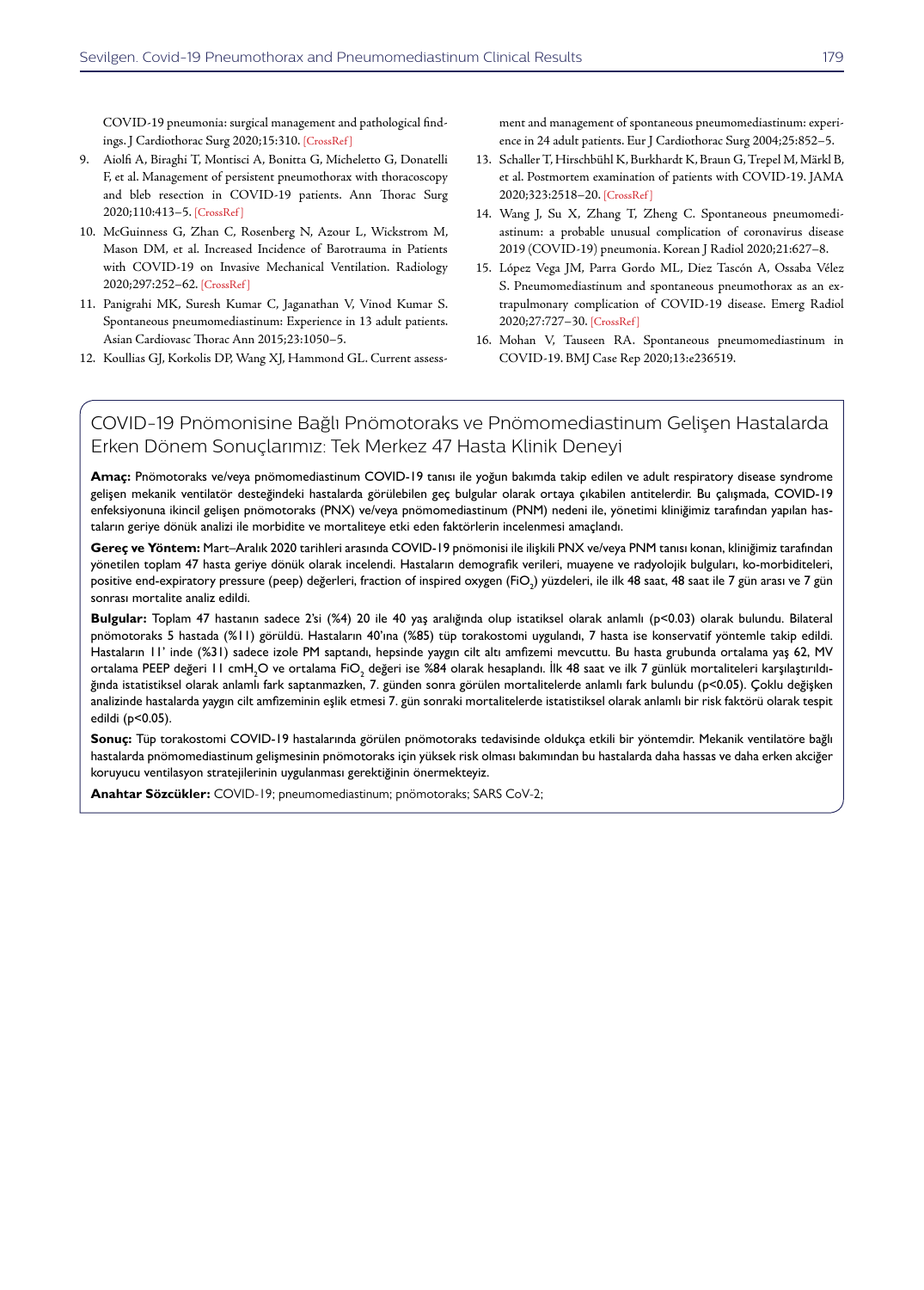COVID-19 pneumonia: surgical management and pathological findings. J Cardiothorac Surg 2020;15:310. [CrossRef]

9. Aiolfi A, Biraghi T, Montisci A, Bonitta G, Micheletto G, Donatelli F, et al. Management of persistent pneumothorax with thoracoscopy and bleb resection in COVID-19 patients. Ann Thorac Surg 2020;110:413–5. [CrossRef]
10. McGuinness G, Zhan C, Rosenberg N, Azour L, Wickstrom M, Mason DM, et al. Increased Incidence of Barotrauma in Patients with COVID-19 on Invasive Mechanical Ventilation. Radiology 2020;297:252–62. [CrossRef]
11. Panigrahi MK, Suresh Kumar C, Jaganathan V, Vinod Kumar S. Spontaneous pneumomediastinum: Experience in 13 adult patients. Asian Cardiovasc Thorac Ann 2015;23:1050–5.
12. Koullias GJ, Korkolis DP, Wang XJ, Hammond GL. Current assessment and management of spontaneous pneumomediastinum: experience in 24 adult patients. Eur J Cardiothorac Surg 2004;25:852–5.
13. Schaller T, Hirschbühl K, Burkhardt K, Braun G, Trepel M, Märkl B, et al. Postmortem examination of patients with COVID-19. JAMA 2020;323:2518–20. [CrossRef]
14. Wang J, Su X, Zhang T, Zheng C. Spontaneous pneumomediastinum: a probable unusual complication of coronavirus disease 2019 (COVID-19) pneumonia. Korean J Radiol 2020;21:627–8.
15. López Vega JM, Parra Gordo ML, Diez Tascón A, Ossaba Vélez S. Pneumomediastinum and spontaneous pneumothorax as an extrapulmonary complication of COVID-19 disease. Emerg Radiol 2020;27:727–30. [CrossRef]
16. Mohan V, Tauseen RA. Spontaneous pneumomediastinum in COVID-19. BMJ Case Rep 2020;13:e236519.

## COVID-19 Pnömonisine Bağlı Pnömotoraks ve Pnömomediastinum Gelişen Hastalarda Erken Dönem Sonuçlarımız: Tek Merkez 47 Hasta Klinik Deneyi

**Amaç:** Pnömotoraks ve/veya pnömomediastinum COVID-19 tanısı ile yoğun bakımda takip edilen ve adult respiratory disease syndrome gelişen mekanik ventilatör desteğindeki hastalarda görülebilen geç bulgular olarak ortaya çıkabilen antitelerdir. Bu çalışmada, COVID-19 enfeksiyonuna ikincil gelişen pnömotoraks (PNX) ve/veya pnömomediastinum (PNM) nedeni ile, yönetimi kliniğimiz tarafından yapılan hastaların geriye dönük analizi ile morbidite ve mortaliteye etki eden faktörlerin incelenmesi amaçlandı.

**Gereç ve Yöntem:** Mart–Aralık 2020 tarihleri arasında COVID-19 pnömonisi ile ilişkili PNX ve/veya PNM tanısı konan, kliniğimiz tarafından yönetilen toplam 47 hasta geriye dönük olarak incelendi. Hastaların demografik verileri, muayene ve radyolojik bulguları, ko-morbiditeleri, positive end-expiratory pressure (peep) değerleri, fraction of inspired oxygen ($FiO_2$) yüzdeleri, ile ilk 48 saat, 48 saat ile 7 gün arası ve 7 gün sonrası mortalite analiz edildi.

**Bulgular:** Toplam 47 hastanın sadece 2'si (%4) 20 ile 40 yaş aralığında olup istatiksel olarak anlamlı ($p<0.03$) olarak bulundu. Bilateral pnömotoraks 5 hastada (%11) görüldü. Hastaların 40'ına (%85) tüp torakostomi uygulandı, 7 hasta ise konservatif yöntemle takip edildi. Hastaların 11' inde (%31) sadece izole PM saptandı, hepsinde yaygın cilt altı amfizemi mevcuttu. Bu hasta grubunda ortalama yaş 62, MV ortalama PEEP değeri 11 $cmH_2O$ ve ortalama $FiO_2$ değeri ise %84 olarak hesaplandı. İlk 48 saat ve ilk 7 günlük mortaliteleri karşılaştırıldığında istatistiksel olarak anlamlı fark saptanmazken, 7. günden sonra görülen mortalitelerde anlamlı fark bulundu ($p<0.05$). Çoklu değişken analizinde hastalarda yaygın cilt amfizeminin eşlik etmesi 7. gün sonraki mortalitelerde istatistiksel olarak anlamlı bir risk faktörü olarak tespit edildi ($p<0.05$).

**Sonuç:** Tüp torakostomi COVID-19 hastalarında görülen pnömotoraks tedavisinde oldukça etkili bir yöntemdir. Mekanik ventilatöre bağlı hastalarda pnömomediastinum gelişmesinin pnömotoraks için yüksek risk olması bakımından bu hastalarda daha hassas ve daha erken akciğer koruyucu ventilasyon stratejilerinin uygulanması gerektiğinin önermekteyiz.

**Anahtar Sözcükler:** COVID-19; pneumomediastinum; pnömotoraks; SARS CoV-2;